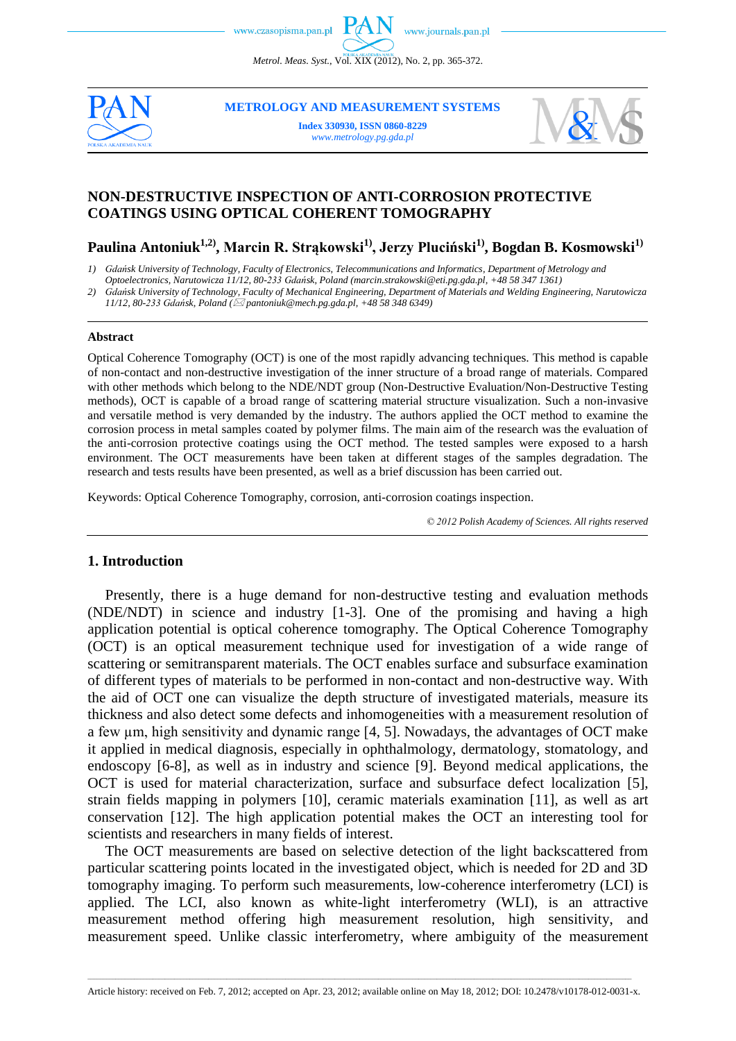# NON-DESTRUCTIVE INSPECTION OF ANTI-CORROSION PROTECTIVE COATINGS USING OPTICAL COHERENT TOMOGRAPHY

**Paulina Antoniuk[1,2], Marcin R. Strąkowski[1], Jerzy Pluciński[1], Bogdan B. Kosmowski[1]**

1) *Gdańsk University of Technology, Faculty of Electronics, Telecommunications and Informatics, Department of Metrology and Optoelectronics, Narutowicza 11/12, 80-233 Gdańsk, Poland (marcin.strakowski@eti.pg.gda.pl, +48 58 347 1361)*

2) *Gdańsk University of Technology, Faculty of Mechanical Engineering, Department of Materials and Welding Engineering, Narutowicza 11/12, 80-233 Gdańsk, Poland (✉ pantoniuk@mech.pg.gda.pl, +48 58 348 6349)*

## Abstract

Optical Coherence Tomography (OCT) is one of the most rapidly advancing techniques. This method is capable of non-contact and non-destructive investigation of the inner structure of a broad range of materials. Compared with other methods which belong to the NDE/NDT group (Non-Destructive Evaluation/Non-Destructive Testing methods), OCT is capable of a broad range of scattering material structure visualization. Such a non-invasive and versatile method is very demanded by the industry. The authors applied the OCT method to examine the corrosion process in metal samples coated by polymer films. The main aim of the research was the evaluation of the anti-corrosion protective coatings using the OCT method. The tested samples were exposed to a harsh environment. The OCT measurements have been taken at different stages of the samples degradation. The research and tests results have been presented, as well as a brief discussion has been carried out.

Keywords: Optical Coherence Tomography, corrosion, anti-corrosion coatings inspection.

*© 2012 Polish Academy of Sciences. All rights reserved*

## 1. Introduction

Presently, there is a huge demand for non-destructive testing and evaluation methods (NDE/NDT) in science and industry [1-3]. One of the promising and having a high application potential is optical coherence tomography. The Optical Coherence Tomography (OCT) is an optical measurement technique used for investigation of a wide range of scattering or semitransparent materials. The OCT enables surface and subsurface examination of different types of materials to be performed in non-contact and non-destructive way. With the aid of OCT one can visualize the depth structure of investigated materials, measure its thickness and also detect some defects and inhomogeneities with a measurement resolution of a few µm, high sensitivity and dynamic range [4, 5]. Nowadays, the advantages of OCT make it applied in medical diagnosis, especially in ophthalmology, dermatology, stomatology, and endoscopy [6-8], as well as in industry and science [9]. Beyond medical applications, the OCT is used for material characterization, surface and subsurface defect localization [5], strain fields mapping in polymers [10], ceramic materials examination [11], as well as art conservation [12]. The high application potential makes the OCT an interesting tool for scientists and researchers in many fields of interest.

The OCT measurements are based on selective detection of the light backscattered from particular scattering points located in the investigated object, which is needed for 2D and 3D tomography imaging. To perform such measurements, low-coherence interferometry (LCI) is applied. The LCI, also known as white-light interferometry (WLI), is an attractive measurement method offering high measurement resolution, high sensitivity, and measurement speed. Unlike classic interferometry, where ambiguity of the measurement

Article history: received on Feb. 7, 2012; accepted on Apr. 23, 2012; available online on May 18, 2012; DOI: 10.2478/v10178-012-0031-x.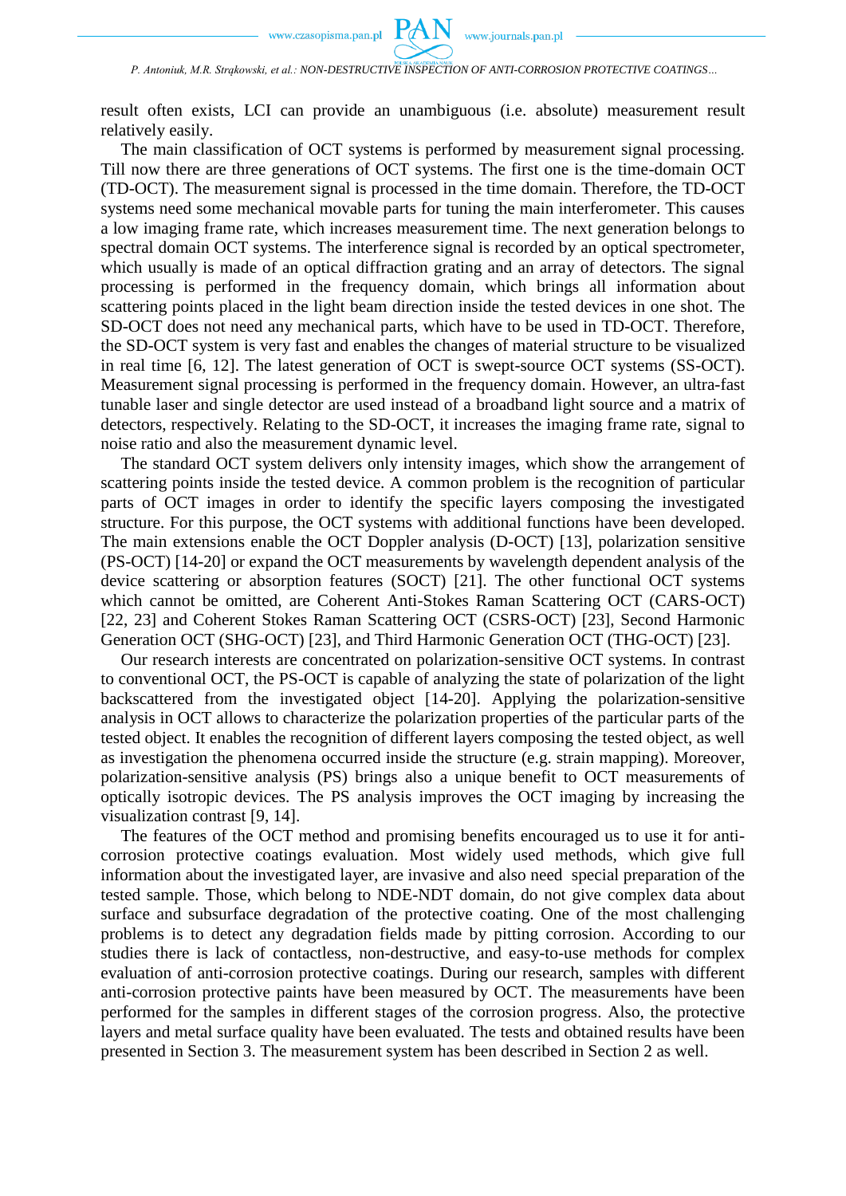result often exists, LCI can provide an unambiguous (i.e. absolute) measurement result relatively easily.

The main classification of OCT systems is performed by measurement signal processing. Till now there are three generations of OCT systems. The first one is the time-domain OCT (TD-OCT). The measurement signal is processed in the time domain. Therefore, the TD-OCT systems need some mechanical movable parts for tuning the main interferometer. This causes a low imaging frame rate, which increases measurement time. The next generation belongs to spectral domain OCT systems. The interference signal is recorded by an optical spectrometer, which usually is made of an optical diffraction grating and an array of detectors. The signal processing is performed in the frequency domain, which brings all information about scattering points placed in the light beam direction inside the tested devices in one shot. The SD-OCT does not need any mechanical parts, which have to be used in TD-OCT. Therefore, the SD-OCT system is very fast and enables the changes of material structure to be visualized in real time [6, 12]. The latest generation of OCT is swept-source OCT systems (SS-OCT). Measurement signal processing is performed in the frequency domain. However, an ultra-fast tunable laser and single detector are used instead of a broadband light source and a matrix of detectors, respectively. Relating to the SD-OCT, it increases the imaging frame rate, signal to noise ratio and also the measurement dynamic level.

The standard OCT system delivers only intensity images, which show the arrangement of scattering points inside the tested device. A common problem is the recognition of particular parts of OCT images in order to identify the specific layers composing the investigated structure. For this purpose, the OCT systems with additional functions have been developed. The main extensions enable the OCT Doppler analysis (D-OCT) [13], polarization sensitive (PS-OCT) [14-20] or expand the OCT measurements by wavelength dependent analysis of the device scattering or absorption features (SOCT) [21]. The other functional OCT systems which cannot be omitted, are Coherent Anti-Stokes Raman Scattering OCT (CARS-OCT) [22, 23] and Coherent Stokes Raman Scattering OCT (CSRS-OCT) [23], Second Harmonic Generation OCT (SHG-OCT) [23], and Third Harmonic Generation OCT (THG-OCT) [23].

Our research interests are concentrated on polarization-sensitive OCT systems. In contrast to conventional OCT, the PS-OCT is capable of analyzing the state of polarization of the light backscattered from the investigated object [14-20]. Applying the polarization-sensitive analysis in OCT allows to characterize the polarization properties of the particular parts of the tested object. It enables the recognition of different layers composing the tested object, as well as investigation the phenomena occurred inside the structure (e.g. strain mapping). Moreover, polarization-sensitive analysis (PS) brings also a unique benefit to OCT measurements of optically isotropic devices. The PS analysis improves the OCT imaging by increasing the visualization contrast [9, 14].

The features of the OCT method and promising benefits encouraged us to use it for anti-corrosion protective coatings evaluation. Most widely used methods, which give full information about the investigated layer, are invasive and also need special preparation of the tested sample. Those, which belong to NDE-NDT domain, do not give complex data about surface and subsurface degradation of the protective coating. One of the most challenging problems is to detect any degradation fields made by pitting corrosion. According to our studies there is lack of contactless, non-destructive, and easy-to-use methods for complex evaluation of anti-corrosion protective coatings. During our research, samples with different anti-corrosion protective paints have been measured by OCT. The measurements have been performed for the samples in different stages of the corrosion progress. Also, the protective layers and metal surface quality have been evaluated. The tests and obtained results have been presented in Section 3. The measurement system has been described in Section 2 as well.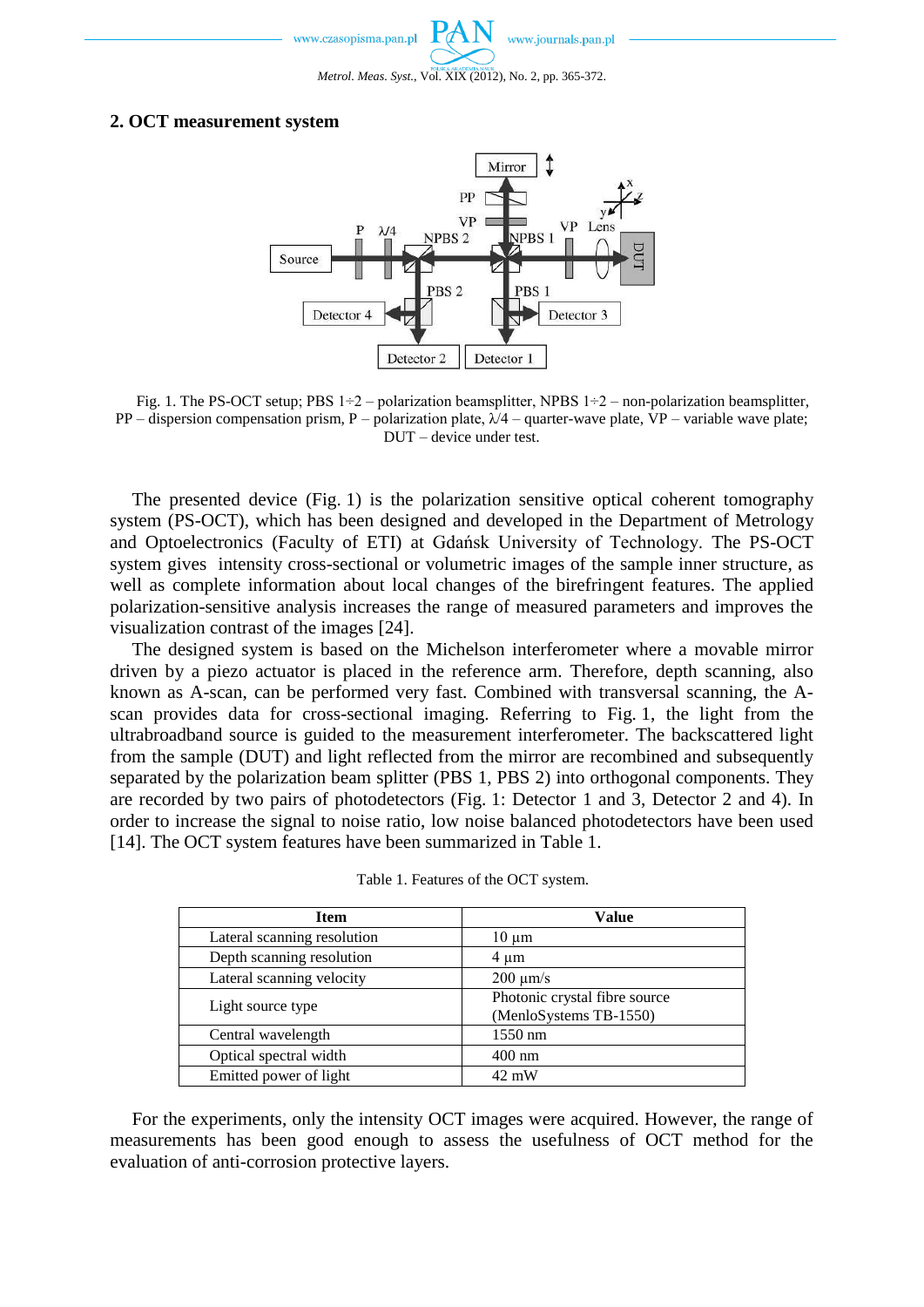## 2. OCT measurement system

Fig. 1. The PS-OCT setup; PBS 1÷2 – polarization beamsplitter, NPBS 1÷2 – non-polarization beamsplitter, PP – dispersion compensation prism, P – polarization plate, λ/4 – quarter-wave plate, VP – variable wave plate; DUT – device under test.

The presented device (Fig. 1) is the polarization sensitive optical coherent tomography system (PS-OCT), which has been designed and developed in the Department of Metrology and Optoelectronics (Faculty of ETI) at Gdańsk University of Technology. The PS-OCT system gives intensity cross-sectional or volumetric images of the sample inner structure, as well as complete information about local changes of the birefringent features. The applied polarization-sensitive analysis increases the range of measured parameters and improves the visualization contrast of the images [24].

The designed system is based on the Michelson interferometer where a movable mirror driven by a piezo actuator is placed in the reference arm. Therefore, depth scanning, also known as A-scan, can be performed very fast. Combined with transversal scanning, the A-scan provides data for cross-sectional imaging. Referring to Fig. 1, the light from the ultrabroadband source is guided to the measurement interferometer. The backscattered light from the sample (DUT) and light reflected from the mirror are recombined and subsequently separated by the polarization beam splitter (PBS 1, PBS 2) into orthogonal components. They are recorded by two pairs of photodetectors (Fig. 1: Detector 1 and 3, Detector 2 and 4). In order to increase the signal to noise ratio, low noise balanced photodetectors have been used [14]. The OCT system features have been summarized in Table 1.

Table 1. Features of the OCT system.

| Item | Value |
|---|---|
| Lateral scanning resolution | 10 μm |
| Depth scanning resolution | 4 μm |
| Lateral scanning velocity | 200 μm/s |
| Light source type | Photonic crystal fibre source (MenloSystems TB-1550) |
| Central wavelength | 1550 nm |
| Optical spectral width | 400 nm |
| Emitted power of light | 42 mW |

For the experiments, only the intensity OCT images were acquired. However, the range of measurements has been good enough to assess the usefulness of OCT method for the evaluation of anti-corrosion protective layers.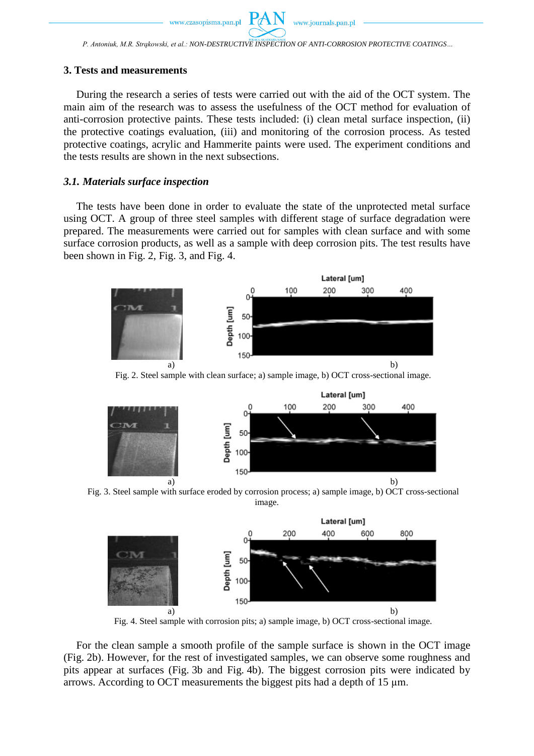## 3. Tests and measurements

During the research a series of tests were carried out with the aid of the OCT system. The main aim of the research was to assess the usefulness of the OCT method for evaluation of anti-corrosion protective paints. These tests included: (i) clean metal surface inspection, (ii) the protective coatings evaluation, (iii) and monitoring of the corrosion process. As tested protective coatings, acrylic and Hammerite paints were used. The experiment conditions and the tests results are shown in the next subsections.

### *3.1. Materials surface inspection*

The tests have been done in order to evaluate the state of the unprotected metal surface using OCT. A group of three steel samples with different stage of surface degradation were prepared. The measurements were carried out for samples with clean surface and with some surface corrosion products, as well as a sample with deep corrosion pits. The test results have been shown in Fig. 2, Fig. 3, and Fig. 4.

Fig. 2. Steel sample with clean surface; a) sample image, b) OCT cross-sectional image.

Fig. 3. Steel sample with surface eroded by corrosion process; a) sample image, b) OCT cross-sectional image.

Fig. 4. Steel sample with corrosion pits; a) sample image, b) OCT cross-sectional image.

For the clean sample a smooth profile of the sample surface is shown in the OCT image (Fig. 2b). However, for the rest of investigated samples, we can observe some roughness and pits appear at surfaces (Fig. 3b and Fig. 4b). The biggest corrosion pits were indicated by arrows. According to OCT measurements the biggest pits had a depth of 15 μm.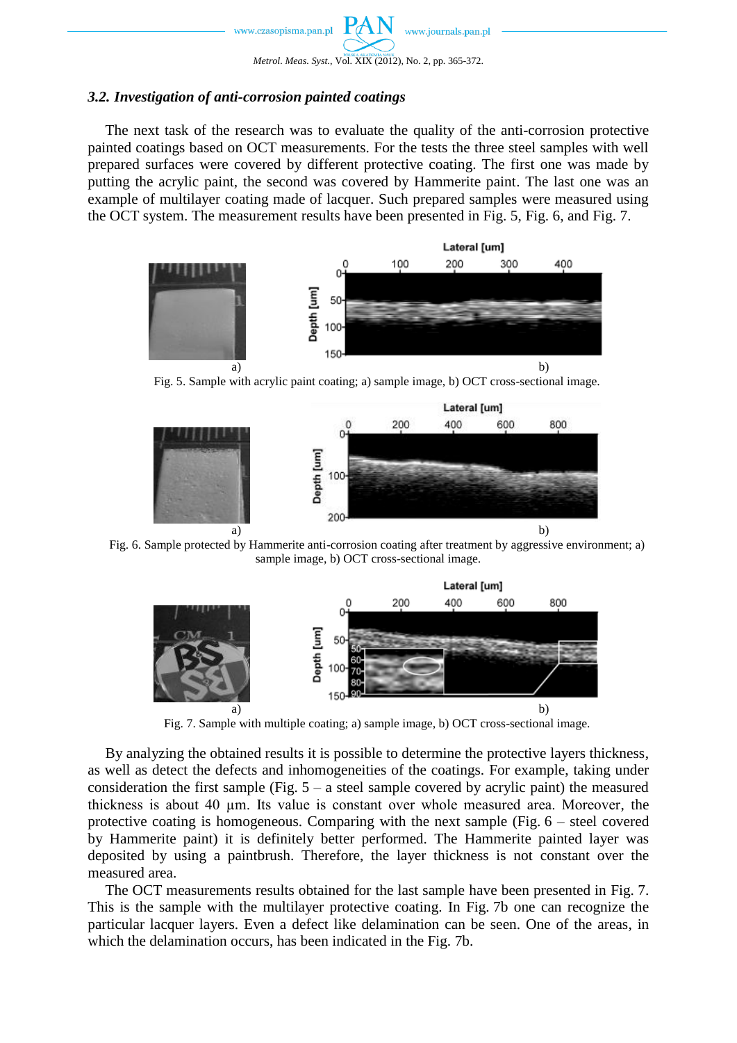### 3.2. Investigation of anti-corrosion painted coatings

The next task of the research was to evaluate the quality of the anti-corrosion protective painted coatings based on OCT measurements. For the tests the three steel samples with well prepared surfaces were covered by different protective coating. The first one was made by putting the acrylic paint, the second was covered by Hammerite paint. The last one was an example of multilayer coating made of lacquer. Such prepared samples were measured using the OCT system. The measurement results have been presented in Fig. 5, Fig. 6, and Fig. 7.

Fig. 5. Sample with acrylic paint coating; a) sample image, b) OCT cross-sectional image.

Fig. 6. Sample protected by Hammerite anti-corrosion coating after treatment by aggressive environment; a) sample image, b) OCT cross-sectional image.

Fig. 7. Sample with multiple coating; a) sample image, b) OCT cross-sectional image.

By analyzing the obtained results it is possible to determine the protective layers thickness, as well as detect the defects and inhomogeneities of the coatings. For example, taking under consideration the first sample (Fig. 5 – a steel sample covered by acrylic paint) the measured thickness is about 40 μm. Its value is constant over whole measured area. Moreover, the protective coating is homogeneous. Comparing with the next sample (Fig. 6 – steel covered by Hammerite paint) it is definitely better performed. The Hammerite painted layer was deposited by using a paintbrush. Therefore, the layer thickness is not constant over the measured area.

The OCT measurements results obtained for the last sample have been presented in Fig. 7. This is the sample with the multilayer protective coating. In Fig. 7b one can recognize the particular lacquer layers. Even a defect like delamination can be seen. One of the areas, in which the delamination occurs, has been indicated in the Fig. 7b.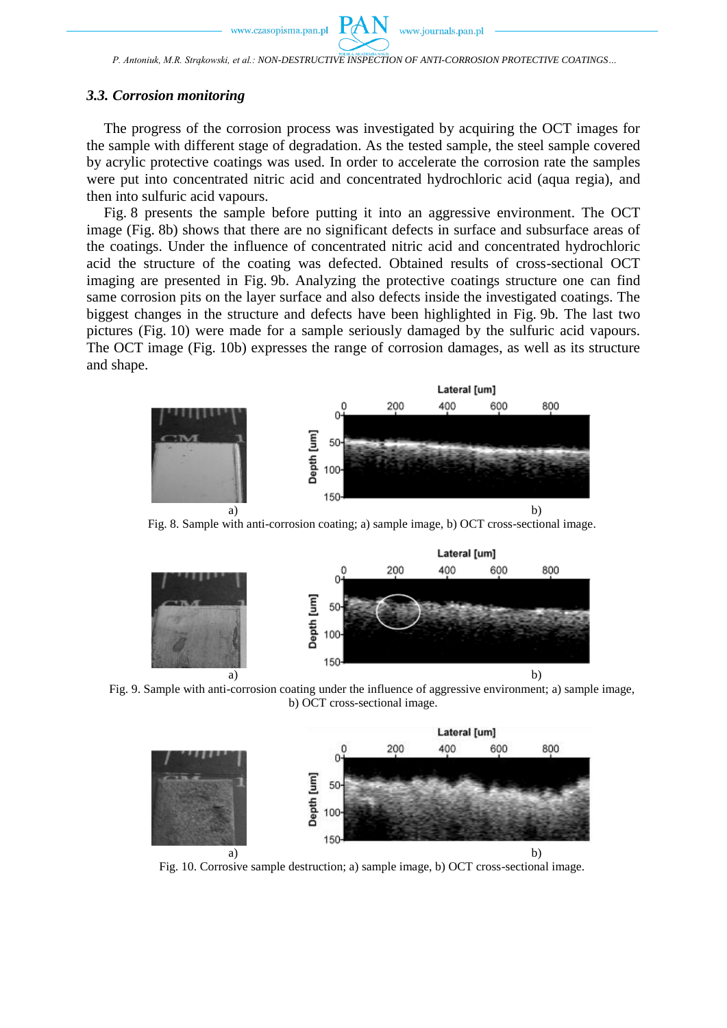### 3.3. Corrosion monitoring

The progress of the corrosion process was investigated by acquiring the OCT images for the sample with different stage of degradation. As the tested sample, the steel sample covered by acrylic protective coatings was used. In order to accelerate the corrosion rate the samples were put into concentrated nitric acid and concentrated hydrochloric acid (aqua regia), and then into sulfuric acid vapours.

Fig. 8 presents the sample before putting it into an aggressive environment. The OCT image (Fig. 8b) shows that there are no significant defects in surface and subsurface areas of the coatings. Under the influence of concentrated nitric acid and concentrated hydrochloric acid the structure of the coating was defected. Obtained results of cross-sectional OCT imaging are presented in Fig. 9b. Analyzing the protective coatings structure one can find same corrosion pits on the layer surface and also defects inside the investigated coatings. The biggest changes in the structure and defects have been highlighted in Fig. 9b. The last two pictures (Fig. 10) were made for a sample seriously damaged by the sulfuric acid vapours. The OCT image (Fig. 10b) expresses the range of corrosion damages, as well as its structure and shape.

Fig. 8. Sample with anti-corrosion coating; a) sample image, b) OCT cross-sectional image.

Fig. 9. Sample with anti-corrosion coating under the influence of aggressive environment; a) sample image, b) OCT cross-sectional image.

Fig. 10. Corrosive sample destruction; a) sample image, b) OCT cross-sectional image.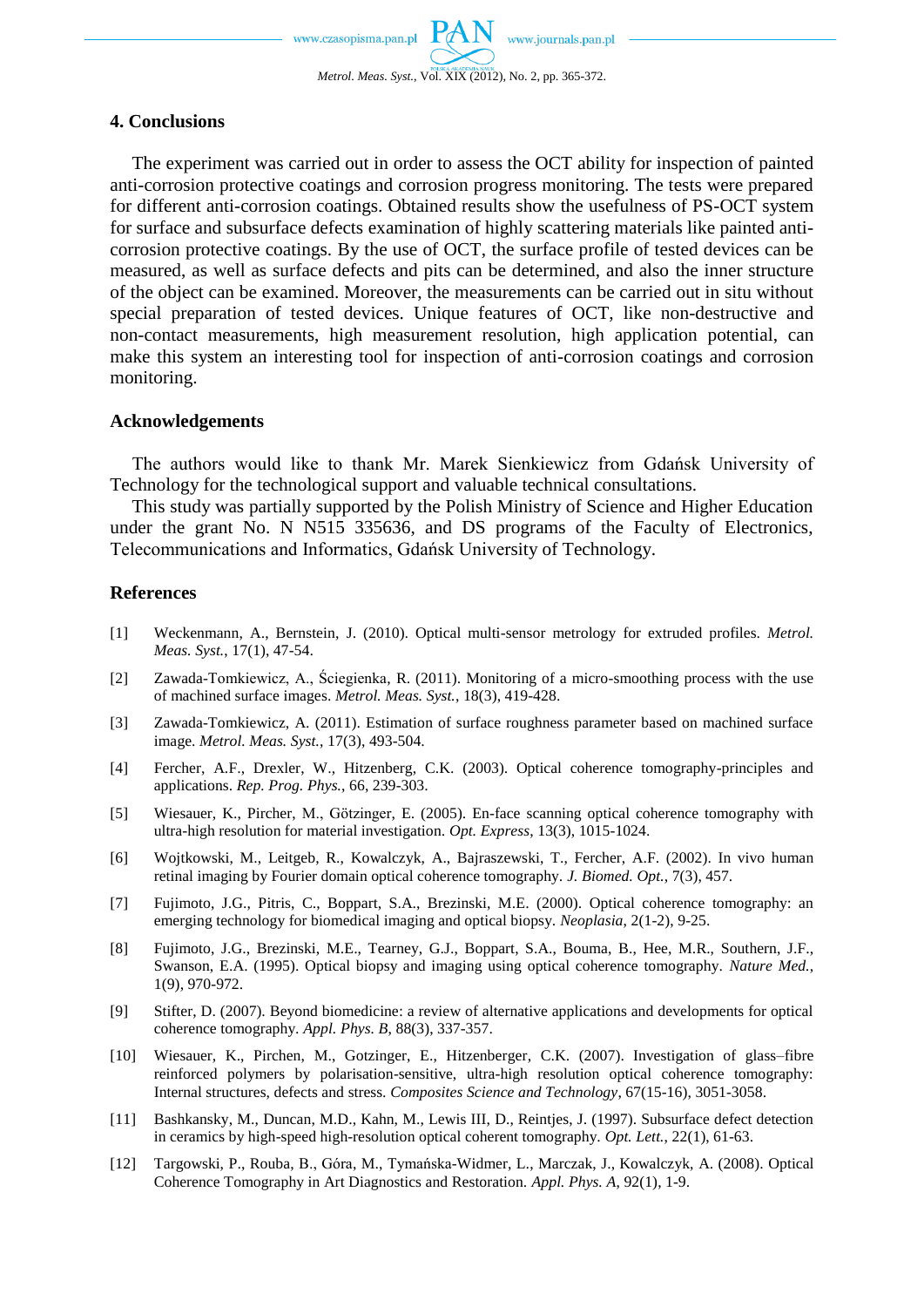## 4. Conclusions

The experiment was carried out in order to assess the OCT ability for inspection of painted anti-corrosion protective coatings and corrosion progress monitoring. The tests were prepared for different anti-corrosion coatings. Obtained results show the usefulness of PS-OCT system for surface and subsurface defects examination of highly scattering materials like painted anti-corrosion protective coatings. By the use of OCT, the surface profile of tested devices can be measured, as well as surface defects and pits can be determined, and also the inner structure of the object can be examined. Moreover, the measurements can be carried out in situ without special preparation of tested devices. Unique features of OCT, like non-destructive and non-contact measurements, high measurement resolution, high application potential, can make this system an interesting tool for inspection of anti-corrosion coatings and corrosion monitoring.

## Acknowledgements

The authors would like to thank Mr. Marek Sienkiewicz from Gdańsk University of Technology for the technological support and valuable technical consultations.

This study was partially supported by the Polish Ministry of Science and Higher Education under the grant No. N N515 335636, and DS programs of the Faculty of Electronics, Telecommunications and Informatics, Gdańsk University of Technology.

## References

[1] Weckenmann, A., Bernstein, J. (2010). Optical multi-sensor metrology for extruded profiles. *Metrol. Meas. Syst.*, 17(1), 47-54.

[2] Zawada-Tomkiewicz, A., Ściegienka, R. (2011). Monitoring of a micro-smoothing process with the use of machined surface images. *Metrol. Meas. Syst.*, 18(3), 419-428.

[3] Zawada-Tomkiewicz, A. (2011). Estimation of surface roughness parameter based on machined surface image. *Metrol. Meas. Syst.*, 17(3), 493-504.

[4] Fercher, A.F., Drexler, W., Hitzenberg, C.K. (2003). Optical coherence tomography-principles and applications. *Rep. Prog. Phys.*, 66, 239-303.

[5] Wiesauer, K., Pircher, M., Götzinger, E. (2005). En-face scanning optical coherence tomography with ultra-high resolution for material investigation. *Opt. Express*, 13(3), 1015-1024.

[6] Wojtkowski, M., Leitgeb, R., Kowalczyk, A., Bajraszewski, T., Fercher, A.F. (2002). In vivo human retinal imaging by Fourier domain optical coherence tomography. *J. Biomed. Opt.*, 7(3), 457.

[7] Fujimoto, J.G., Pitris, C., Boppart, S.A., Brezinski, M.E. (2000). Optical coherence tomography: an emerging technology for biomedical imaging and optical biopsy. *Neoplasia*, 2(1-2), 9-25.

[8] Fujimoto, J.G., Brezinski, M.E., Tearney, G.J., Boppart, S.A., Bouma, B., Hee, M.R., Southern, J.F., Swanson, E.A. (1995). Optical biopsy and imaging using optical coherence tomography. *Nature Med.*, 1(9), 970-972.

[9] Stifter, D. (2007). Beyond biomedicine: a review of alternative applications and developments for optical coherence tomography. *Appl. Phys. B*, 88(3), 337-357.

[10] Wiesauer, K., Pirchen, M., Gotzinger, E., Hitzenberger, C.K. (2007). Investigation of glass–fibre reinforced polymers by polarisation-sensitive, ultra-high resolution optical coherence tomography: Internal structures, defects and stress. *Composites Science and Technology*, 67(15-16), 3051-3058.

[11] Bashkansky, M., Duncan, M.D., Kahn, M., Lewis III, D., Reintjes, J. (1997). Subsurface defect detection in ceramics by high-speed high-resolution optical coherent tomography. *Opt. Lett.*, 22(1), 61-63.

[12] Targowski, P., Rouba, B., Góra, M., Tymańska-Widmer, L., Marczak, J., Kowalczyk, A. (2008). Optical Coherence Tomography in Art Diagnostics and Restoration. *Appl. Phys. A*, 92(1), 1-9.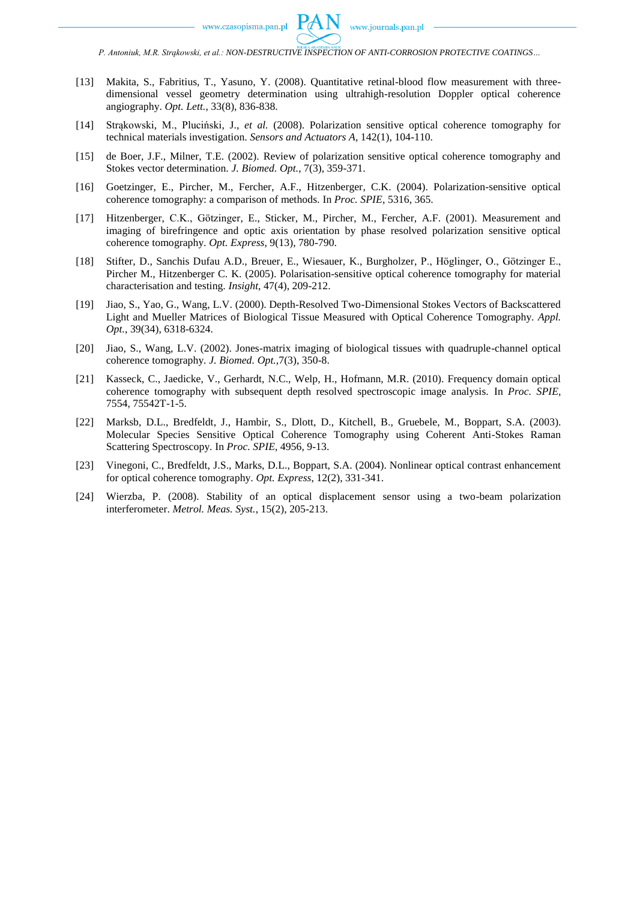[13] Makita, S., Fabritius, T., Yasuno, Y. (2008). Quantitative retinal-blood flow measurement with three-dimensional vessel geometry determination using ultrahigh-resolution Doppler optical coherence angiography. *Opt. Lett.*, 33(8), 836-838.

[14] Strąkowski, M., Pluciński, J., *et al.* (2008). Polarization sensitive optical coherence tomography for technical materials investigation. *Sensors and Actuators A*, 142(1), 104-110.

[15] de Boer, J.F., Milner, T.E. (2002). Review of polarization sensitive optical coherence tomography and Stokes vector determination. *J. Biomed. Opt.*, 7(3), 359-371.

[16] Goetzinger, E., Pircher, M., Fercher, A.F., Hitzenberger, C.K. (2004). Polarization-sensitive optical coherence tomography: a comparison of methods. In *Proc. SPIE*, 5316, 365.

[17] Hitzenberger, C.K., Götzinger, E., Sticker, M., Pircher, M., Fercher, A.F. (2001). Measurement and imaging of birefringence and optic axis orientation by phase resolved polarization sensitive optical coherence tomography. *Opt. Express*, 9(13), 780-790.

[18] Stifter, D., Sanchis Dufau A.D., Breuer, E., Wiesauer, K., Burgholzer, P., Höglinger, O., Götzinger E., Pircher M., Hitzenberger C. K. (2005). Polarisation-sensitive optical coherence tomography for material characterisation and testing. *Insight*, 47(4), 209-212.

[19] Jiao, S., Yao, G., Wang, L.V. (2000). Depth-Resolved Two-Dimensional Stokes Vectors of Backscattered Light and Mueller Matrices of Biological Tissue Measured with Optical Coherence Tomography. *Appl. Opt.*, 39(34), 6318-6324.

[20] Jiao, S., Wang, L.V. (2002). Jones-matrix imaging of biological tissues with quadruple-channel optical coherence tomography. *J. Biomed. Opt.*,7(3), 350-8.

[21] Kasseck, C., Jaedicke, V., Gerhardt, N.C., Welp, H., Hofmann, M.R. (2010). Frequency domain optical coherence tomography with subsequent depth resolved spectroscopic image analysis. In *Proc. SPIE*, 7554, 75542T-1-5.

[22] Marksb, D.L., Bredfeldt, J., Hambir, S., Dlott, D., Kitchell, B., Gruebele, M., Boppart, S.A. (2003). Molecular Species Sensitive Optical Coherence Tomography using Coherent Anti-Stokes Raman Scattering Spectroscopy. In *Proc. SPIE*, 4956, 9-13.

[23] Vinegoni, C., Bredfeldt, J.S., Marks, D.L., Boppart, S.A. (2004). Nonlinear optical contrast enhancement for optical coherence tomography. *Opt. Express*, 12(2), 331-341.

[24] Wierzba, P. (2008). Stability of an optical displacement sensor using a two-beam polarization interferometer. *Metrol. Meas. Syst.*, 15(2), 205-213.